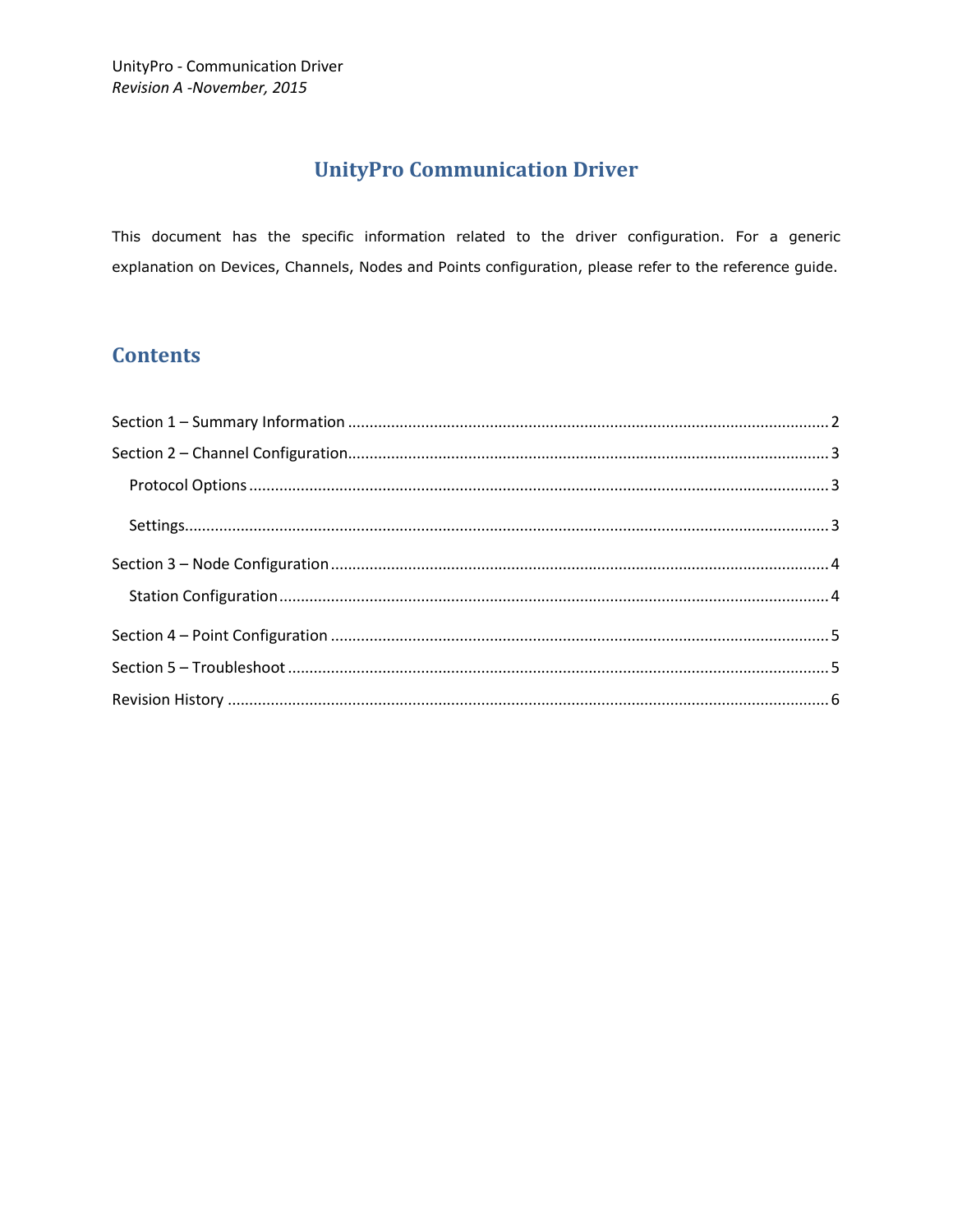# UnityPro Communication Driver

This document has the specific information related to the driver configuration. For a generic explanation on Devices, Channels, Nodes and Points configuration, please refer to the reference guide.

## Contents

- Section 1 – Summary Information ..... 2
- Section 2 – Channel Configuration ..... 3
  - Protocol Options ..... 3
  - Settings ..... 3
- Section 3 – Node Configuration ..... 4
  - Station Configuration ..... 4
- Section 4 – Point Configuration ..... 5
- Section 5 – Troubleshoot ..... 5
- Revision History ..... 6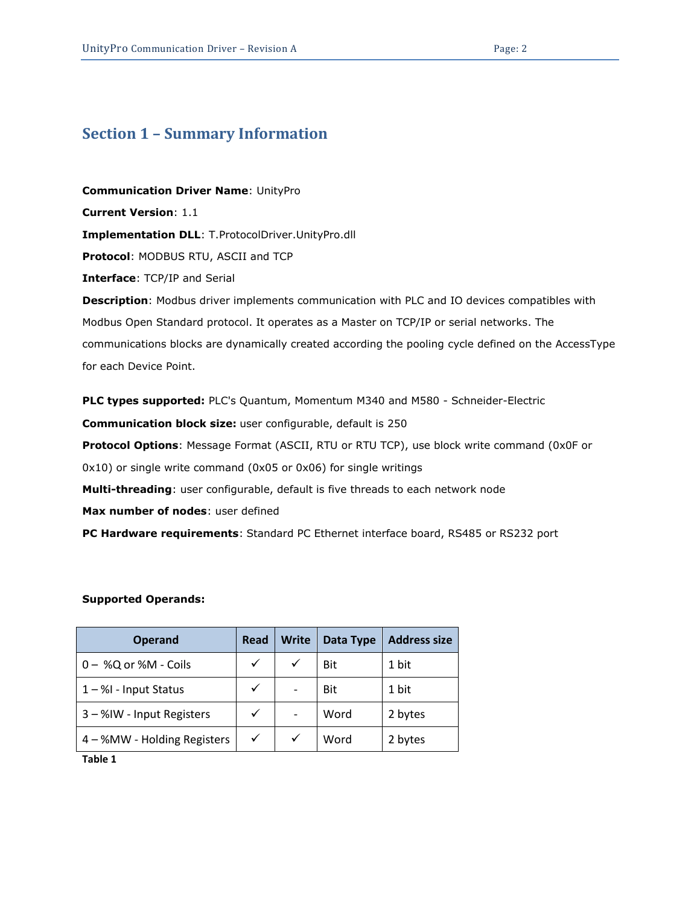## Section 1 – Summary Information

**Communication Driver Name**: UnityPro

**Current Version**: 1.1

**Implementation DLL**: T.ProtocolDriver.UnityPro.dll

**Protocol**: MODBUS RTU, ASCII and TCP

**Interface**: TCP/IP and Serial

**Description**: Modbus driver implements communication with PLC and IO devices compatibles with Modbus Open Standard protocol. It operates as a Master on TCP/IP or serial networks. The communications blocks are dynamically created according the pooling cycle defined on the AccessType for each Device Point.

**PLC types supported:** PLC's Quantum, Momentum M340 and M580 - Schneider-Electric

**Communication block size:** user configurable, default is 250

**Protocol Options**: Message Format (ASCII, RTU or RTU TCP), use block write command (0x0F or 0x10) or single write command (0x05 or 0x06) for single writings

**Multi-threading**: user configurable, default is five threads to each network node

**Max number of nodes**: user defined

**PC Hardware requirements**: Standard PC Ethernet interface board, RS485 or RS232 port

**Supported Operands:**

| Operand | Read | Write | Data Type | Address size |
|---|---|---|---|---|
| 0 – %Q or %M - Coils | ✓ | ✓ | Bit | 1 bit |
| 1 – %I - Input Status | ✓ | - | Bit | 1 bit |
| 3 – %IW - Input Registers | ✓ | - | Word | 2 bytes |
| 4 – %MW - Holding Registers | ✓ | ✓ | Word | 2 bytes |

**Table 1**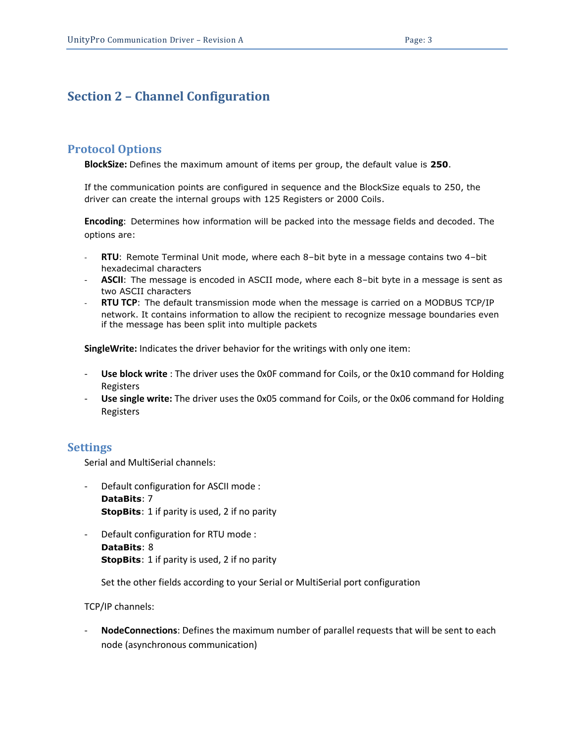## Section 2 – Channel Configuration

### Protocol Options

**BlockSize:** Defines the maximum amount of items per group, the default value is **250**.

If the communication points are configured in sequence and the BlockSize equals to 250, the driver can create the internal groups with 125 Registers or 2000 Coils.

**Encoding**: Determines how information will be packed into the message fields and decoded. The options are:

- **RTU**: Remote Terminal Unit mode, where each 8–bit byte in a message contains two 4–bit hexadecimal characters
- **ASCII**: The message is encoded in ASCII mode, where each 8–bit byte in a message is sent as two ASCII characters
- **RTU TCP**: The default transmission mode when the message is carried on a MODBUS TCP/IP network. It contains information to allow the recipient to recognize message boundaries even if the message has been split into multiple packets

**SingleWrite:** Indicates the driver behavior for the writings with only one item:

- **Use block write** : The driver uses the 0x0F command for Coils, or the 0x10 command for Holding Registers
- **Use single write:** The driver uses the 0x05 command for Coils, or the 0x06 command for Holding Registers

### Settings

Serial and MultiSerial channels:

- Default configuration for ASCII mode :
  **DataBits**: 7
  **StopBits**: 1 if parity is used, 2 if no parity

- Default configuration for RTU mode :
  **DataBits**: 8
  **StopBits**: 1 if parity is used, 2 if no parity

  Set the other fields according to your Serial or MultiSerial port configuration

TCP/IP channels:

- **NodeConnections**: Defines the maximum number of parallel requests that will be sent to each node (asynchronous communication)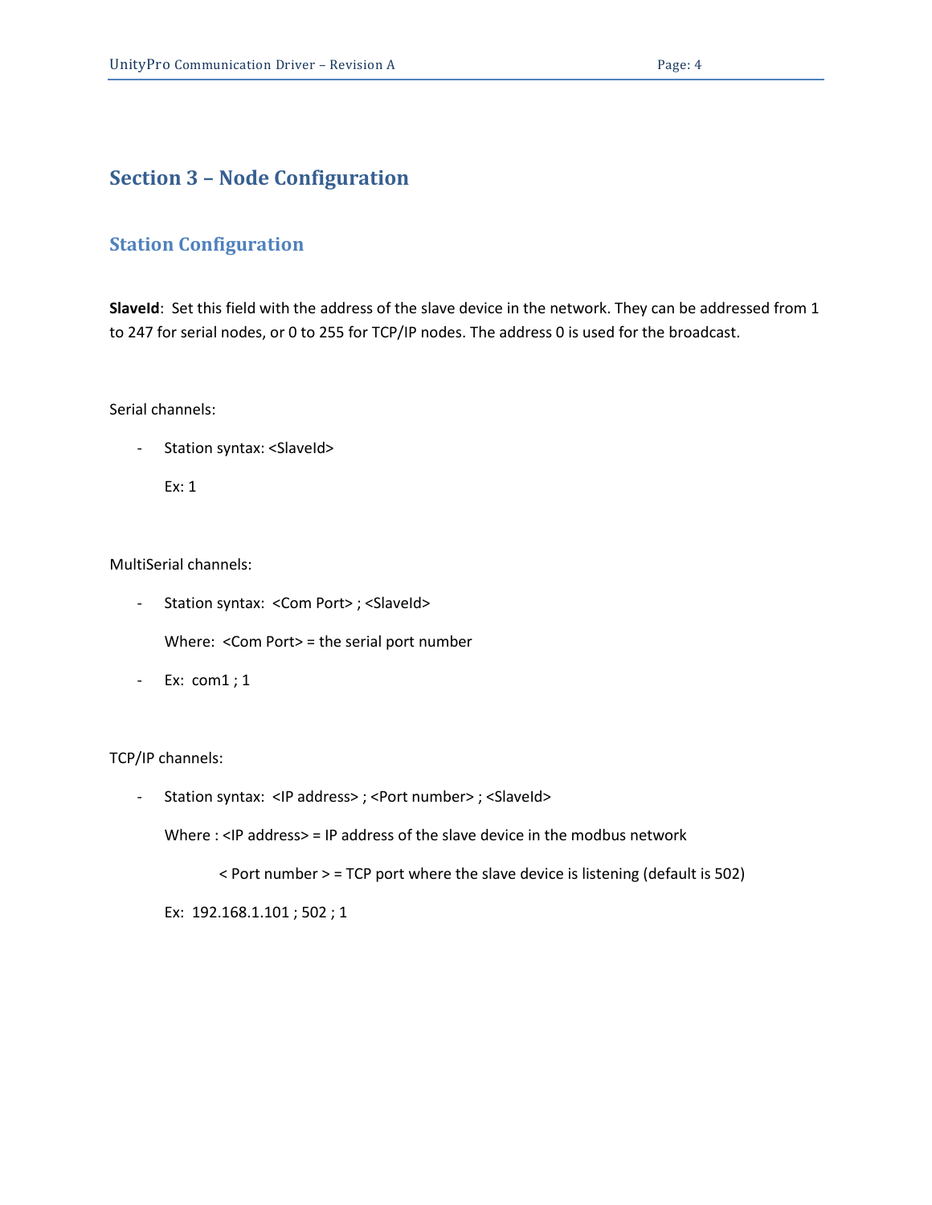# Section 3 – Node Configuration

## Station Configuration

**SlaveId**: Set this field with the address of the slave device in the network. They can be addressed from 1 to 247 for serial nodes, or 0 to 255 for TCP/IP nodes. The address 0 is used for the broadcast.

Serial channels:

- Station syntax: <SlaveId>

  Ex: 1

MultiSerial channels:

- Station syntax: <Com Port> ; <SlaveId>

  Where: <Com Port> = the serial port number

- Ex: com1 ; 1

TCP/IP channels:

- Station syntax: <IP address> ; <Port number> ; <SlaveId>

  Where : <IP address> = IP address of the slave device in the modbus network

  < Port number > = TCP port where the slave device is listening (default is 502)

  Ex: 192.168.1.101 ; 502 ; 1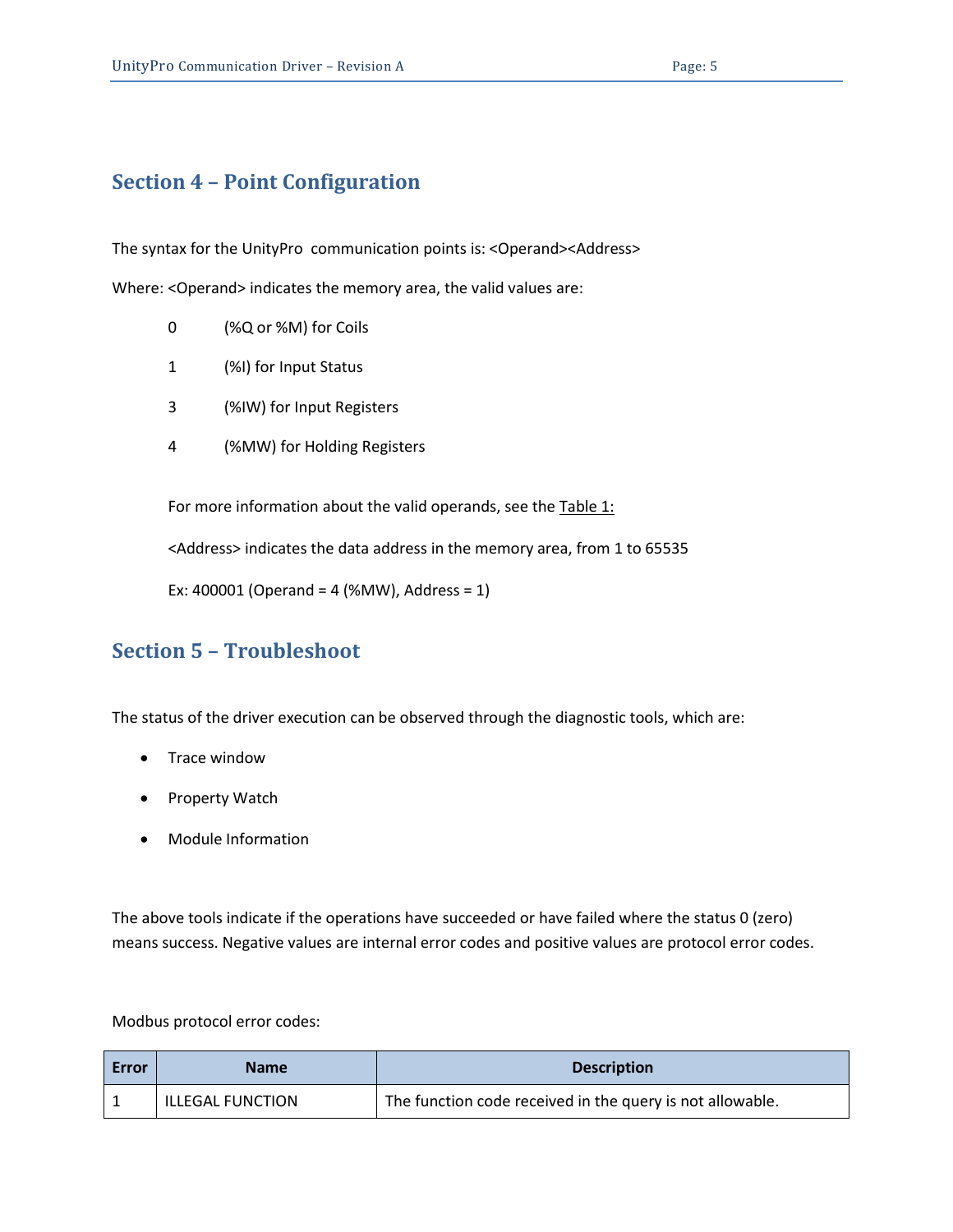## Section 4 – Point Configuration

The syntax for the UnityPro communication points is: <Operand><Address>

Where: <Operand> indicates the memory area, the valid values are:

- 0 (%Q or %M) for Coils
- 1 (%I) for Input Status
- 3 (%IW) for Input Registers
- 4 (%MW) for Holding Registers

For more information about the valid operands, see the Table 1:

<Address> indicates the data address in the memory area, from 1 to 65535

Ex: 400001 (Operand = 4 (%MW), Address = 1)

## Section 5 – Troubleshoot

The status of the driver execution can be observed through the diagnostic tools, which are:

- Trace window
- Property Watch
- Module Information

The above tools indicate if the operations have succeeded or have failed where the status 0 (zero) means success. Negative values are internal error codes and positive values are protocol error codes.

Modbus protocol error codes:

| Error | Name | Description |
|---|---|---|
| 1 | ILLEGAL FUNCTION | The function code received in the query is not allowable. |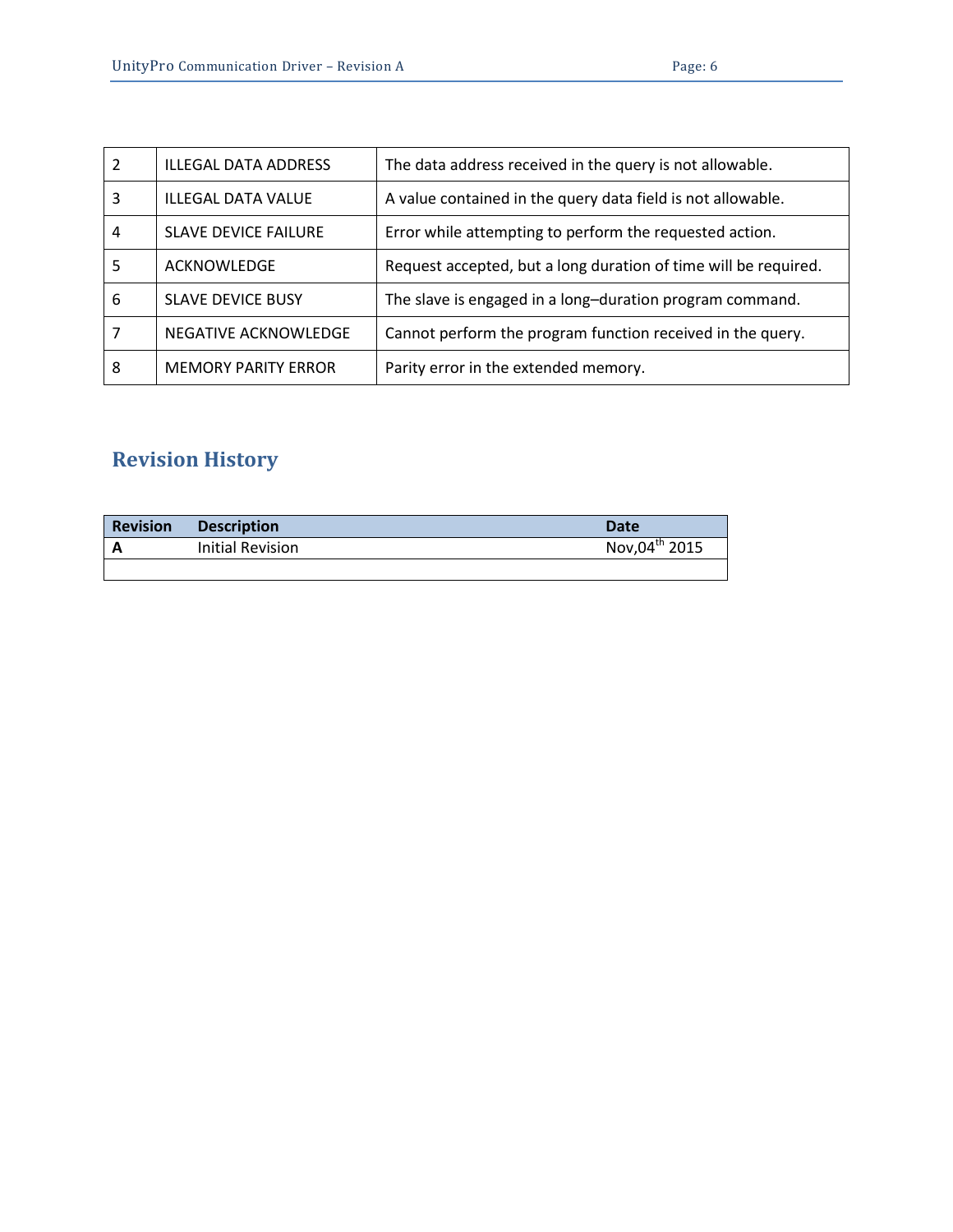| | | |
|---|---|---|
| 2 | ILLEGAL DATA ADDRESS | The data address received in the query is not allowable. |
| 3 | ILLEGAL DATA VALUE | A value contained in the query data field is not allowable. |
| 4 | SLAVE DEVICE FAILURE | Error while attempting to perform the requested action. |
| 5 | ACKNOWLEDGE | Request accepted, but a long duration of time will be required. |
| 6 | SLAVE DEVICE BUSY | The slave is engaged in a long–duration program command. |
| 7 | NEGATIVE ACKNOWLEDGE | Cannot perform the program function received in the query. |
| 8 | MEMORY PARITY ERROR | Parity error in the extended memory. |

## Revision History

| Revision | Description | Date |
|---|---|---|
| **A** | Initial Revision | Nov,04th 2015 |
| | | |